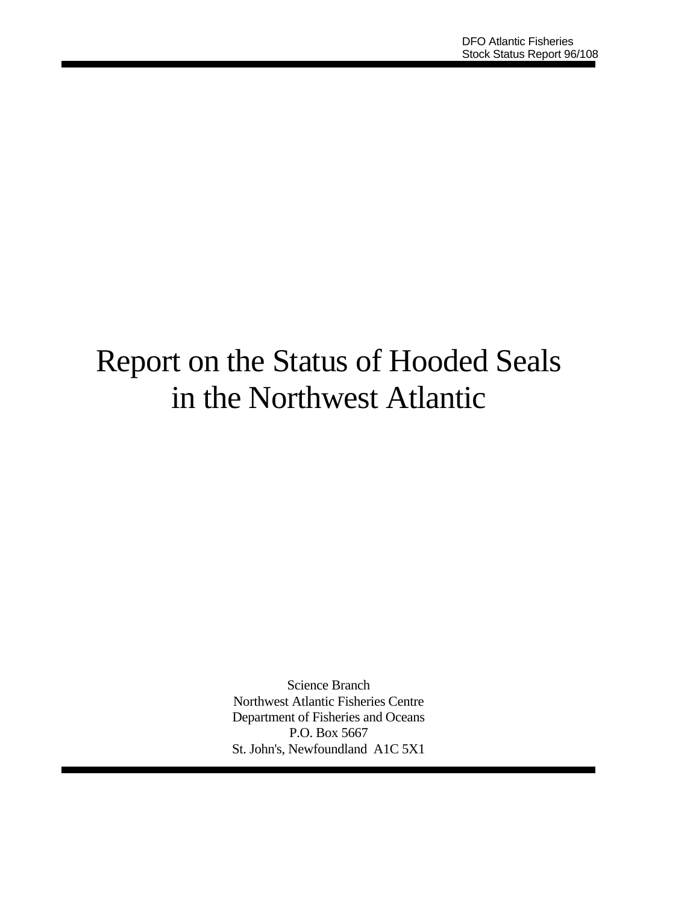DFO Atlantic Fisheries
Stock Status Report 96/108

# Report on the Status of Hooded Seals in the Northwest Atlantic

Science Branch
Northwest Atlantic Fisheries Centre
Department of Fisheries and Oceans
P.O. Box 5667
St. John's, Newfoundland A1C 5X1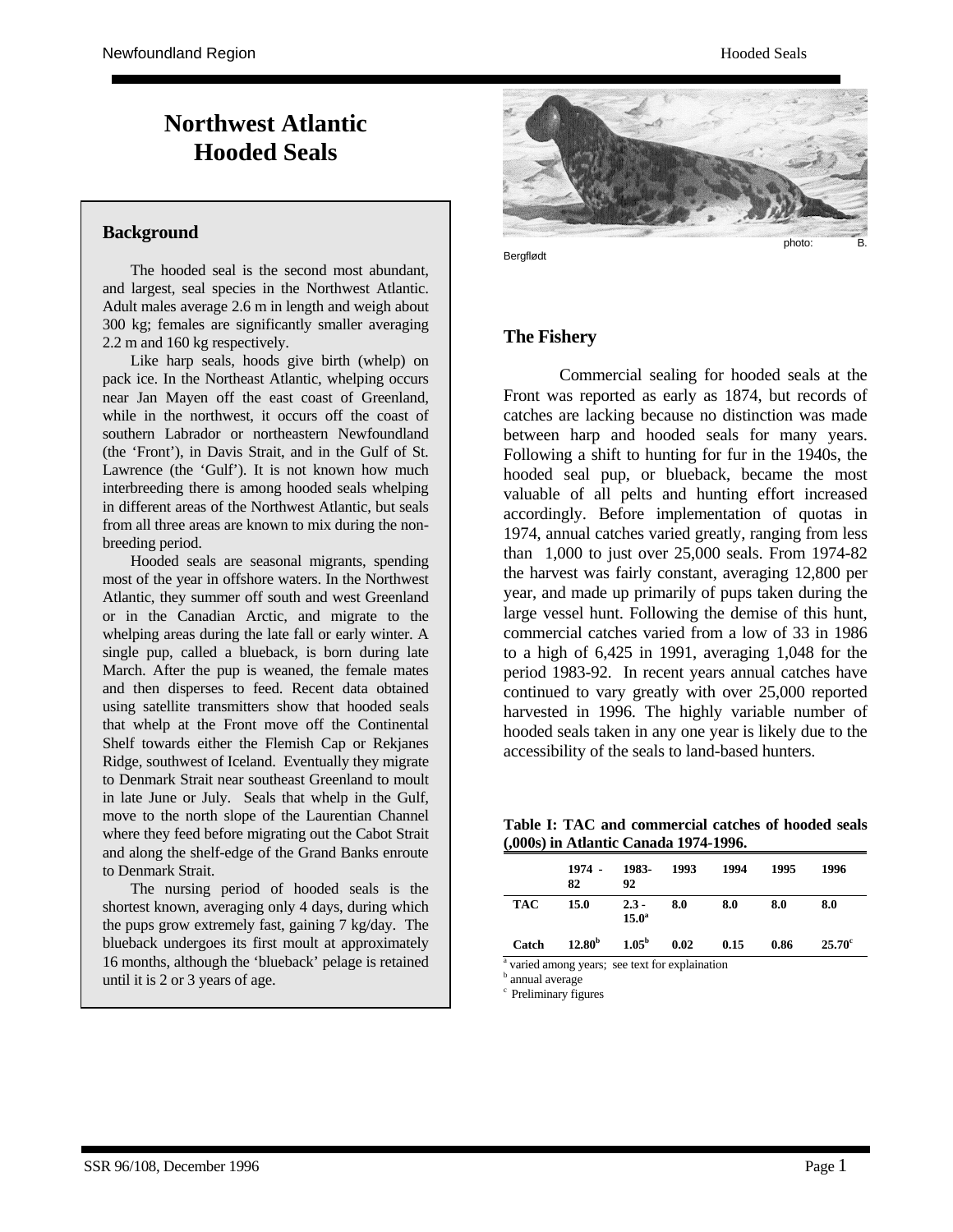# Northwest Atlantic Hooded Seals

## Background

The hooded seal is the second most abundant, and largest, seal species in the Northwest Atlantic. Adult males average 2.6 m in length and weigh about 300 kg; females are significantly smaller averaging 2.2 m and 160 kg respectively.

Like harp seals, hoods give birth (whelp) on pack ice. In the Northeast Atlantic, whelping occurs near Jan Mayen off the east coast of Greenland, while in the northwest, it occurs off the coast of southern Labrador or northeastern Newfoundland (the 'Front'), in Davis Strait, and in the Gulf of St. Lawrence (the 'Gulf'). It is not known how much interbreeding there is among hooded seals whelping in different areas of the Northwest Atlantic, but seals from all three areas are known to mix during the non-breeding period.

Hooded seals are seasonal migrants, spending most of the year in offshore waters. In the Northwest Atlantic, they summer off south and west Greenland or in the Canadian Arctic, and migrate to the whelping areas during the late fall or early winter. A single pup, called a blueback, is born during late March. After the pup is weaned, the female mates and then disperses to feed. Recent data obtained using satellite transmitters show that hooded seals that whelp at the Front move off the Continental Shelf towards either the Flemish Cap or Rekjanes Ridge, southwest of Iceland. Eventually they migrate to Denmark Strait near southeast Greenland to moult in late June or July. Seals that whelp in the Gulf, move to the north slope of the Laurentian Channel where they feed before migrating out the Cabot Strait and along the shelf-edge of the Grand Banks enroute to Denmark Strait.

The nursing period of hooded seals is the shortest known, averaging only 4 days, during which the pups grow extremely fast, gaining 7 kg/day. The blueback undergoes its first moult at approximately 16 months, although the 'blueback' pelage is retained until it is 2 or 3 years of age.

photo: B. Bergflødt

## The Fishery

Commercial sealing for hooded seals at the Front was reported as early as 1874, but records of catches are lacking because no distinction was made between harp and hooded seals for many years. Following a shift to hunting for fur in the 1940s, the hooded seal pup, or blueback, became the most valuable of all pelts and hunting effort increased accordingly. Before implementation of quotas in 1974, annual catches varied greatly, ranging from less than 1,000 to just over 25,000 seals. From 1974-82 the harvest was fairly constant, averaging 12,800 per year, and made up primarily of pups taken during the large vessel hunt. Following the demise of this hunt, commercial catches varied from a low of 33 in 1986 to a high of 6,425 in 1991, averaging 1,048 for the period 1983-92. In recent years annual catches have continued to vary greatly with over 25,000 reported harvested in 1996. The highly variable number of hooded seals taken in any one year is likely due to the accessibility of the seals to land-based hunters.

**Table I: TAC and commercial catches of hooded seals (,000s) in Atlantic Canada 1974-1996.**

| | 1974 - 82 | 1983-92 | 1993 | 1994 | 1995 | 1996 |
|---|---|---|---|---|---|---|
| **TAC** | 15.0 | 2.3 - 15.0[a] | 8.0 | 8.0 | 8.0 | 8.0 |
| **Catch** | 12.80[b] | 1.05[b] | 0.02 | 0.15 | 0.86 | 25.70[c] |

[a] varied among years; see text for explaination
[b] annual average
[c] Preliminary figures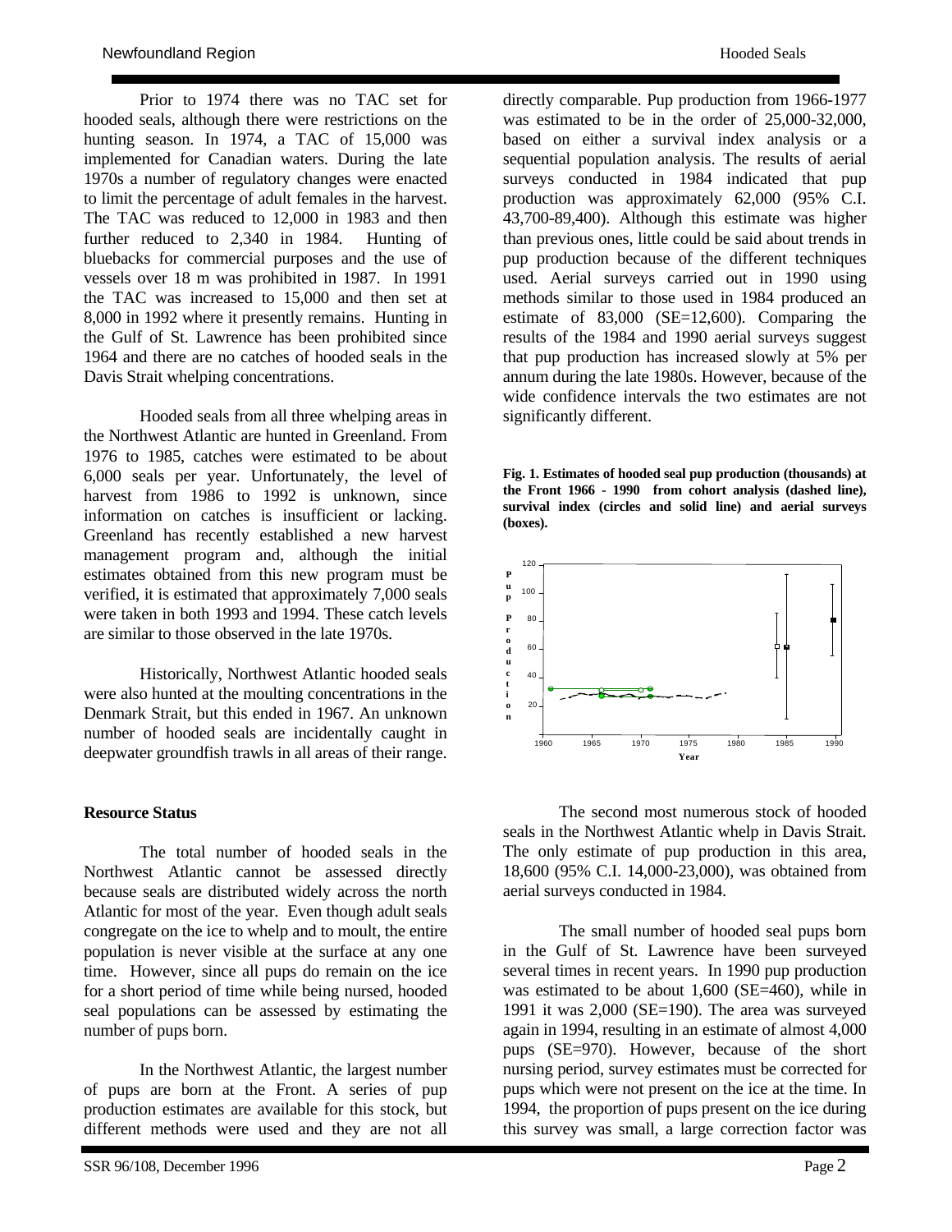Prior to 1974 there was no TAC set for hooded seals, although there were restrictions on the hunting season. In 1974, a TAC of 15,000 was implemented for Canadian waters. During the late 1970s a number of regulatory changes were enacted to limit the percentage of adult females in the harvest. The TAC was reduced to 12,000 in 1983 and then further reduced to 2,340 in 1984. Hunting of bluebacks for commercial purposes and the use of vessels over 18 m was prohibited in 1987. In 1991 the TAC was increased to 15,000 and then set at 8,000 in 1992 where it presently remains. Hunting in the Gulf of St. Lawrence has been prohibited since 1964 and there are no catches of hooded seals in the Davis Strait whelping concentrations.

Hooded seals from all three whelping areas in the Northwest Atlantic are hunted in Greenland. From 1976 to 1985, catches were estimated to be about 6,000 seals per year. Unfortunately, the level of harvest from 1986 to 1992 is unknown, since information on catches is insufficient or lacking. Greenland has recently established a new harvest management program and, although the initial estimates obtained from this new program must be verified, it is estimated that approximately 7,000 seals were taken in both 1993 and 1994. These catch levels are similar to those observed in the late 1970s.

Historically, Northwest Atlantic hooded seals were also hunted at the moulting concentrations in the Denmark Strait, but this ended in 1967. An unknown number of hooded seals are incidentally caught in deepwater groundfish trawls in all areas of their range.

## Resource Status

The total number of hooded seals in the Northwest Atlantic cannot be assessed directly because seals are distributed widely across the north Atlantic for most of the year. Even though adult seals congregate on the ice to whelp and to moult, the entire population is never visible at the surface at any one time. However, since all pups do remain on the ice for a short period of time while being nursed, hooded seal populations can be assessed by estimating the number of pups born.

In the Northwest Atlantic, the largest number of pups are born at the Front. A series of pup production estimates are available for this stock, but different methods were used and they are not all directly comparable. Pup production from 1966-1977 was estimated to be in the order of 25,000-32,000, based on either a survival index analysis or a sequential population analysis. The results of aerial surveys conducted in 1984 indicated that pup production was approximately 62,000 (95% C.I. 43,700-89,400). Although this estimate was higher than previous ones, little could be said about trends in pup production because of the different techniques used. Aerial surveys carried out in 1990 using methods similar to those used in 1984 produced an estimate of 83,000 (SE=12,600). Comparing the results of the 1984 and 1990 aerial surveys suggest that pup production has increased slowly at 5% per annum during the late 1980s. However, because of the wide confidence intervals the two estimates are not significantly different.

**Fig. 1. Estimates of hooded seal pup production (thousands) at the Front 1966 - 1990 from cohort analysis (dashed line), survival index (circles and solid line) and aerial surveys (boxes).**

The second most numerous stock of hooded seals in the Northwest Atlantic whelp in Davis Strait. The only estimate of pup production in this area, 18,600 (95% C.I. 14,000-23,000), was obtained from aerial surveys conducted in 1984.

The small number of hooded seal pups born in the Gulf of St. Lawrence have been surveyed several times in recent years. In 1990 pup production was estimated to be about 1,600 (SE=460), while in 1991 it was 2,000 (SE=190). The area was surveyed again in 1994, resulting in an estimate of almost 4,000 pups (SE=970). However, because of the short nursing period, survey estimates must be corrected for pups which were not present on the ice at the time. In 1994, the proportion of pups present on the ice during this survey was small, a large correction factor was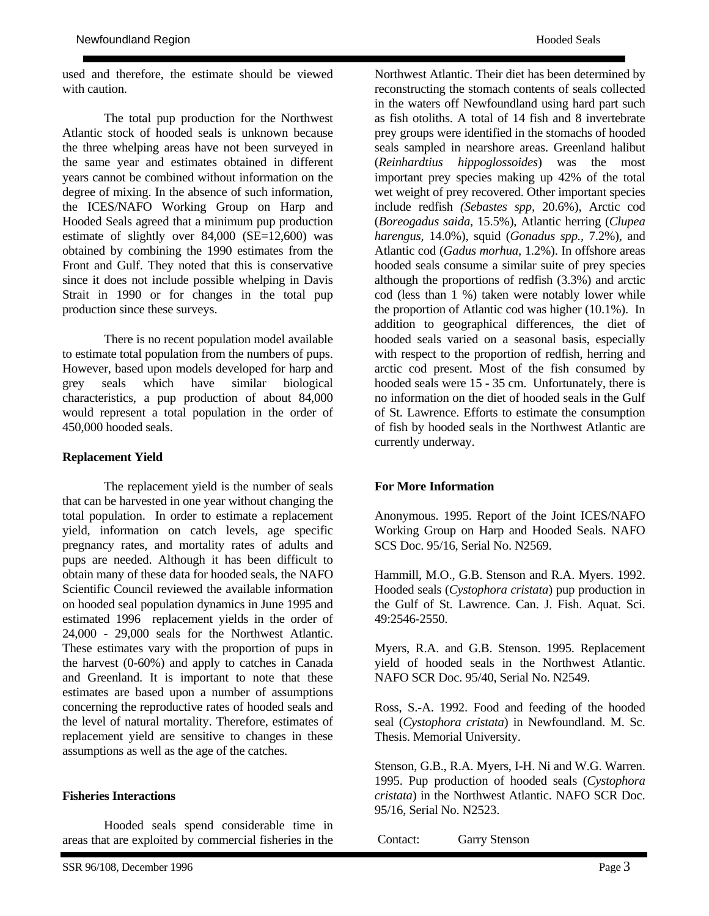used and therefore, the estimate should be viewed with caution.

The total pup production for the Northwest Atlantic stock of hooded seals is unknown because the three whelping areas have not been surveyed in the same year and estimates obtained in different years cannot be combined without information on the degree of mixing. In the absence of such information, the ICES/NAFO Working Group on Harp and Hooded Seals agreed that a minimum pup production estimate of slightly over 84,000 (SE=12,600) was obtained by combining the 1990 estimates from the Front and Gulf. They noted that this is conservative since it does not include possible whelping in Davis Strait in 1990 or for changes in the total pup production since these surveys.

There is no recent population model available to estimate total population from the numbers of pups. However, based upon models developed for harp and grey seals which have similar biological characteristics, a pup production of about 84,000 would represent a total population in the order of 450,000 hooded seals.

**Replacement Yield**

The replacement yield is the number of seals that can be harvested in one year without changing the total population. In order to estimate a replacement yield, information on catch levels, age specific pregnancy rates, and mortality rates of adults and pups are needed. Although it has been difficult to obtain many of these data for hooded seals, the NAFO Scientific Council reviewed the available information on hooded seal population dynamics in June 1995 and estimated 1996 replacement yields in the order of 24,000 - 29,000 seals for the Northwest Atlantic. These estimates vary with the proportion of pups in the harvest (0-60%) and apply to catches in Canada and Greenland. It is important to note that these estimates are based upon a number of assumptions concerning the reproductive rates of hooded seals and the level of natural mortality. Therefore, estimates of replacement yield are sensitive to changes in these assumptions as well as the age of the catches.

**Fisheries Interactions**

Hooded seals spend considerable time in areas that are exploited by commercial fisheries in the Northwest Atlantic. Their diet has been determined by reconstructing the stomach contents of seals collected in the waters off Newfoundland using hard part such as fish otoliths. A total of 14 fish and 8 invertebrate prey groups were identified in the stomachs of hooded seals sampled in nearshore areas. Greenland halibut (*Reinhardtius hippoglossoides*) was the most important prey species making up 42% of the total wet weight of prey recovered. Other important species include redfish *(Sebastes spp*, 20.6%), Arctic cod (*Boreogadus saida*, 15.5%), Atlantic herring (*Clupea harengus*, 14.0%), squid (*Gonadus spp.*, 7.2%), and Atlantic cod (*Gadus morhua*, 1.2%). In offshore areas hooded seals consume a similar suite of prey species although the proportions of redfish (3.3%) and arctic cod (less than 1 %) taken were notably lower while the proportion of Atlantic cod was higher (10.1%). In addition to geographical differences, the diet of hooded seals varied on a seasonal basis, especially with respect to the proportion of redfish, herring and arctic cod present. Most of the fish consumed by hooded seals were 15 - 35 cm. Unfortunately, there is no information on the diet of hooded seals in the Gulf of St. Lawrence. Efforts to estimate the consumption of fish by hooded seals in the Northwest Atlantic are currently underway.

**For More Information**

Anonymous. 1995. Report of the Joint ICES/NAFO Working Group on Harp and Hooded Seals. NAFO SCS Doc. 95/16, Serial No. N2569.

Hammill, M.O., G.B. Stenson and R.A. Myers. 1992. Hooded seals (*Cystophora cristata*) pup production in the Gulf of St. Lawrence. Can. J. Fish. Aquat. Sci. 49:2546-2550.

Myers, R.A. and G.B. Stenson. 1995. Replacement yield of hooded seals in the Northwest Atlantic. NAFO SCR Doc. 95/40, Serial No. N2549.

Ross, S.-A. 1992. Food and feeding of the hooded seal (*Cystophora cristata*) in Newfoundland. M. Sc. Thesis. Memorial University.

Stenson, G.B., R.A. Myers, I-H. Ni and W.G. Warren. 1995. Pup production of hooded seals (*Cystophora cristata*) in the Northwest Atlantic. NAFO SCR Doc. 95/16, Serial No. N2523.

Contact: Garry Stenson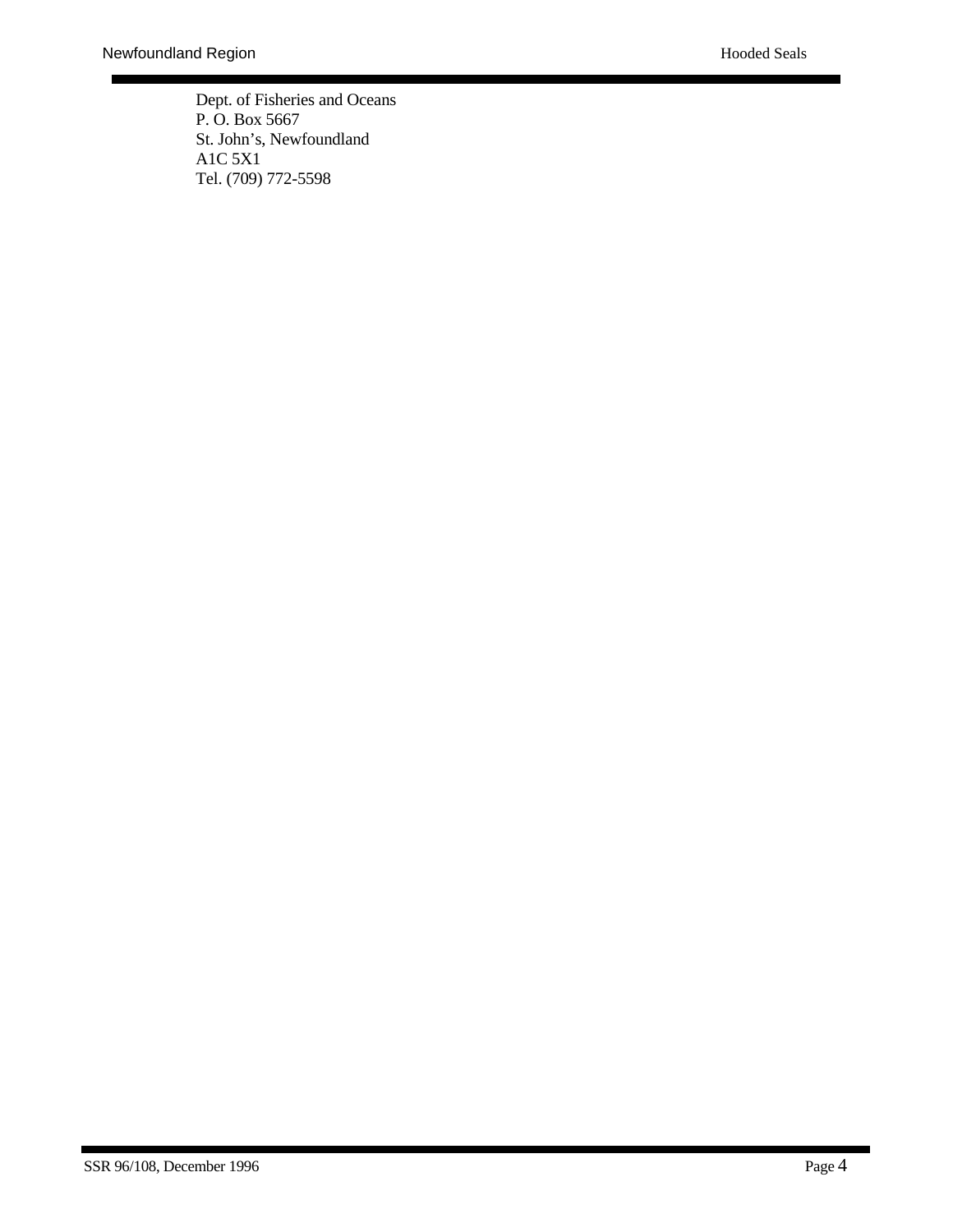Dept. of Fisheries and Oceans  
P. O. Box 5667  
St. John's, Newfoundland  
A1C 5X1  
Tel. (709) 772-5598